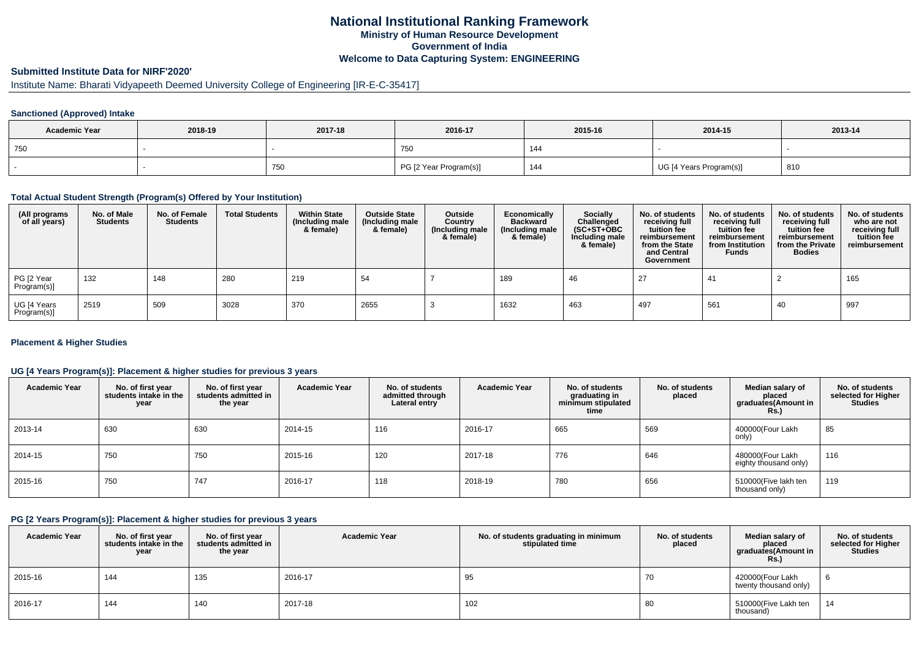# National Institutional Ranking Framework
## Ministry of Human Resource Development
## Government of India
## Welcome to Data Capturing System: ENGINEERING

### Submitted Institute Data for NIRF'2020'

Institute Name: Bharati Vidyapeeth Deemed University College of Engineering [IR-E-C-35417]

#### Sanctioned (Approved) Intake

| Academic Year | 2018-19 | 2017-18 | 2016-17 | 2015-16 | 2014-15 | 2013-14 |
|---|---|---|---|---|---|---|
| 750 | - | - | 750 | 144 | - | - |
| - | - | 750 | PG [2 Year Program(s)] | 144 | UG [4 Years Program(s)] | 810 |

#### Total Actual Student Strength (Program(s) Offered by Your Institution)

| (All programs of all years) | No. of Male Students | No. of Female Students | Total Students | Within State (Including male & female) | Outside State (Including male & female) | Outside Country (Including male & female) | Economically Backward (Including male & female) | Socially Challenged (SC+ST+OBC Including male & female) | No. of students receiving full tuition fee reimbursement from the State and Central Government | No. of students receiving full tuition fee reimbursement from Institution Funds | No. of students receiving full tuition fee reimbursement from the Private Bodies | No. of students who are not receiving full tuition fee reimbursement |
|---|---|---|---|---|---|---|---|---|---|---|---|---|
| PG [2 Year Program(s)] | 132 | 148 | 280 | 219 | 54 | 7 | 189 | 46 | 27 | 41 | 2 | 165 |
| UG [4 Years Program(s)] | 2519 | 509 | 3028 | 370 | 2655 | 3 | 1632 | 463 | 497 | 561 | 40 | 997 |

#### Placement & Higher Studies

#### UG [4 Years Program(s)]: Placement & higher studies for previous 3 years

| Academic Year | No. of first year students intake in the year | No. of first year students admitted in the year | Academic Year | No. of students admitted through Lateral entry | Academic Year | No. of students graduating in minimum stipulated time | No. of students placed | Median salary of placed graduates(Amount in Rs.) | No. of students selected for Higher Studies |
|---|---|---|---|---|---|---|---|---|---|
| 2013-14 | 630 | 630 | 2014-15 | 116 | 2016-17 | 665 | 569 | 400000(Four Lakh only) | 85 |
| 2014-15 | 750 | 750 | 2015-16 | 120 | 2017-18 | 776 | 646 | 480000(Four Lakh eighty thousand only) | 116 |
| 2015-16 | 750 | 747 | 2016-17 | 118 | 2018-19 | 780 | 656 | 510000(Five lakh ten thousand only) | 119 |

#### PG [2 Years Program(s)]: Placement & higher studies for previous 3 years

| Academic Year | No. of first year students intake in the year | No. of first year students admitted in the year | Academic Year | No. of students graduating in minimum stipulated time | No. of students placed | Median salary of placed graduates(Amount in Rs.) | No. of students selected for Higher Studies |
|---|---|---|---|---|---|---|---|
| 2015-16 | 144 | 135 | 2016-17 | 95 | 70 | 420000(Four Lakh twenty thousand only) | 6 |
| 2016-17 | 144 | 140 | 2017-18 | 102 | 80 | 510000(Five Lakh ten thousand) | 14 |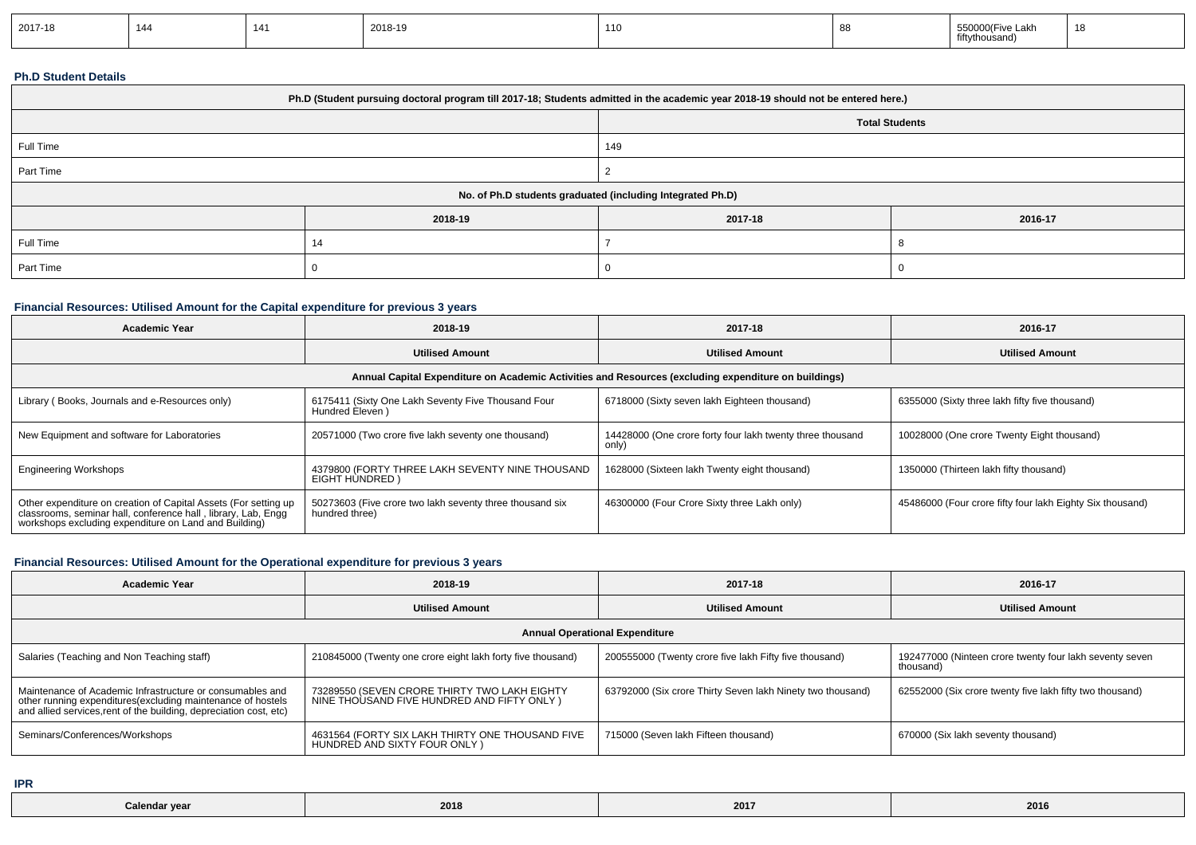| 2017-18 | 144 | 141 | 2018-19 | 110 | 88 | 550000(Five Lakh fiftythousand) | 18 |
|---|---|---|---|---|---|---|---|

**Ph.D Student Details**

| Ph.D (Student pursuing doctoral program till 2017-18; Students admitted in the academic year 2018-19 should not be entered here.) | | | |
|---|---|---|---|
| | | Total Students | |
| Full Time | | 149 | |
| Part Time | | 2 | |
| No. of Ph.D students graduated (including Integrated Ph.D) | | | |
| | 2018-19 | 2017-18 | 2016-17 |
| Full Time | 14 | 7 | 8 |
| Part Time | 0 | 0 | 0 |

**Financial Resources: Utilised Amount for the Capital expenditure for previous 3 years**

| Academic Year | 2018-19 | 2017-18 | 2016-17 |
|---|---|---|---|
| | Utilised Amount | Utilised Amount | Utilised Amount |
| Annual Capital Expenditure on Academic Activities and Resources (excluding expenditure on buildings) | | | |
| Library ( Books, Journals and e-Resources only) | 6175411 (Sixty One Lakh Seventy Five Thousand Four Hundred Eleven ) | 6718000 (Sixty seven lakh Eighteen thousand) | 6355000 (Sixty three lakh fifty five thousand) |
| New Equipment and software for Laboratories | 20571000 (Two crore five lakh seventy one thousand) | 14428000 (One crore forty four lakh twenty three thousand only) | 10028000 (One crore Twenty Eight thousand) |
| Engineering Workshops | 4379800 (FORTY THREE LAKH SEVENTY NINE THOUSAND EIGHT HUNDRED ) | 1628000 (Sixteen lakh Twenty eight thousand) | 1350000 (Thirteen lakh fifty thousand) |
| Other expenditure on creation of Capital Assets (For setting up classrooms, seminar hall, conference hall , library, Lab, Engg workshops excluding expenditure on Land and Building) | 50273603 (Five crore two lakh seventy three thousand six hundred three) | 46300000 (Four Crore Sixty three Lakh only) | 45486000 (Four crore fifty four lakh Eighty Six thousand) |

**Financial Resources: Utilised Amount for the Operational expenditure for previous 3 years**

| Academic Year | 2018-19 | 2017-18 | 2016-17 |
|---|---|---|---|
| | Utilised Amount | Utilised Amount | Utilised Amount |
| Annual Operational Expenditure | | | |
| Salaries (Teaching and Non Teaching staff) | 210845000 (Twenty one crore eight lakh forty five thousand) | 200555000 (Twenty crore five lakh Fifty five thousand) | 192477000 (Ninteen crore twenty four lakh seventy seven thousand) |
| Maintenance of Academic Infrastructure or consumables and other running expenditures(excluding maintenance of hostels and allied services,rent of the building, depreciation cost, etc) | 73289550 (SEVEN CRORE THIRTY TWO LAKH EIGHTY NINE THOUSAND FIVE HUNDRED AND FIFTY ONLY ) | 63792000 (Six crore Thirty Seven lakh Ninety two thousand) | 62552000 (Six crore twenty five lakh fifty two thousand) |
| Seminars/Conferences/Workshops | 4631564 (FORTY SIX LAKH THIRTY ONE THOUSAND FIVE HUNDRED AND SIXTY FOUR ONLY ) | 715000 (Seven lakh Fifteen thousand) | 670000 (Six lakh seventy thousand) |

**IPR**

| Calendar year | 2018 | 2017 | 2016 |
|---|---|---|---|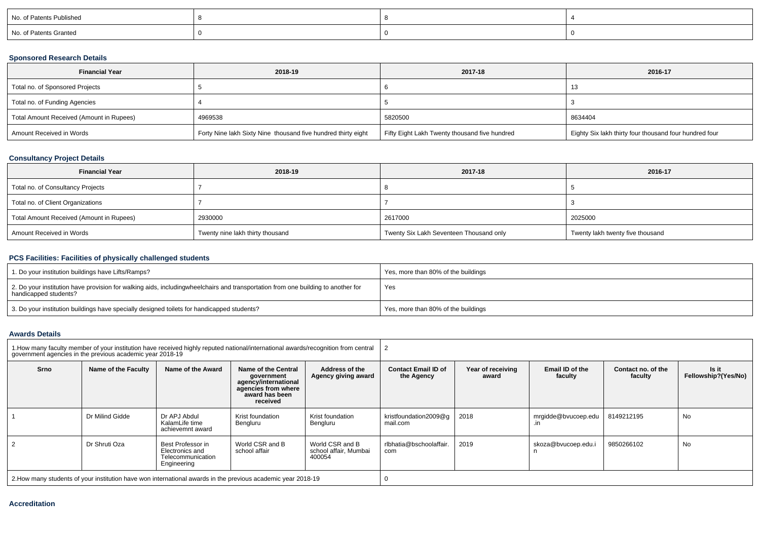| No. of Patents Published | 8 | 8 | 4 |
| --- | --- | --- | --- |
| No. of Patents Granted | 0 | 0 | 0 |

### Sponsored Research Details

| Financial Year | 2018-19 | 2017-18 | 2016-17 |
| --- | --- | --- | --- |
| Total no. of Sponsored Projects | 5 | 6 | 13 |
| Total no. of Funding Agencies | 4 | 5 | 3 |
| Total Amount Received (Amount in Rupees) | 4969538 | 5820500 | 8634404 |
| Amount Received in Words | Forty Nine lakh Sixty Nine thousand five hundred thirty eight | Fifty Eight Lakh Twenty thousand five hundred | Eighty Six lakh thirty four thousand four hundred four |

### Consultancy Project Details

| Financial Year | 2018-19 | 2017-18 | 2016-17 |
| --- | --- | --- | --- |
| Total no. of Consultancy Projects | 7 | 8 | 5 |
| Total no. of Client Organizations | 7 | 7 | 3 |
| Total Amount Received (Amount in Rupees) | 2930000 | 2617000 | 2025000 |
| Amount Received in Words | Twenty nine lakh thirty thousand | Twenty Six Lakh Seventeen Thousand only | Twenty lakh twenty five thousand |

### PCS Facilities: Facilities of physically challenged students

| 1. Do your institution buildings have Lifts/Ramps? | Yes, more than 80% of the buildings |
| --- | --- |
| 2. Do your institution have provision for walking aids, includingwheelchairs and transportation from one building to another for handicapped students? | Yes |
| 3. Do your institution buildings have specially designed toilets for handicapped students? | Yes, more than 80% of the buildings |

### Awards Details

| 1.How many faculty member of your institution have received highly reputed national/international awards/recognition from central government agencies in the previous academic year 2018-19 | | | | | 2 | | | | |
| --- | --- | --- | --- | --- | --- | --- | --- | --- | --- |
| Srno | Name of the Faculty | Name of the Award | Name of the Central government agency/international agencies from where award has been received | Address of the Agency giving award | Contact Email ID of the Agency | Year of receiving award | Email ID of the faculty | Contact no. of the faculty | Is it Fellowship?(Yes/No) |
| 1 | Dr Milind Gidde | Dr APJ Abdul KalamLife time achievemnt award | Krist foundation Bengluru | Krist foundation Bengluru | kristfoundation2009@gmail.com | 2018 | mrgidde@bvucoep.edu.in | 8149212195 | No |
| 2 | Dr Shruti Oza | Best Professor in Electronics and Telecommunication Engineering | World CSR and B school affair | World CSR and B school affair, Mumbai 400054 | rlbhatia@bschoolaffair.com | 2019 | skoza@bvucoep.edu.in | 9850266102 | No |
| 2.How many students of your institution have won international awards in the previous academic year 2018-19 | | | | | 0 | | | | |

### Accreditation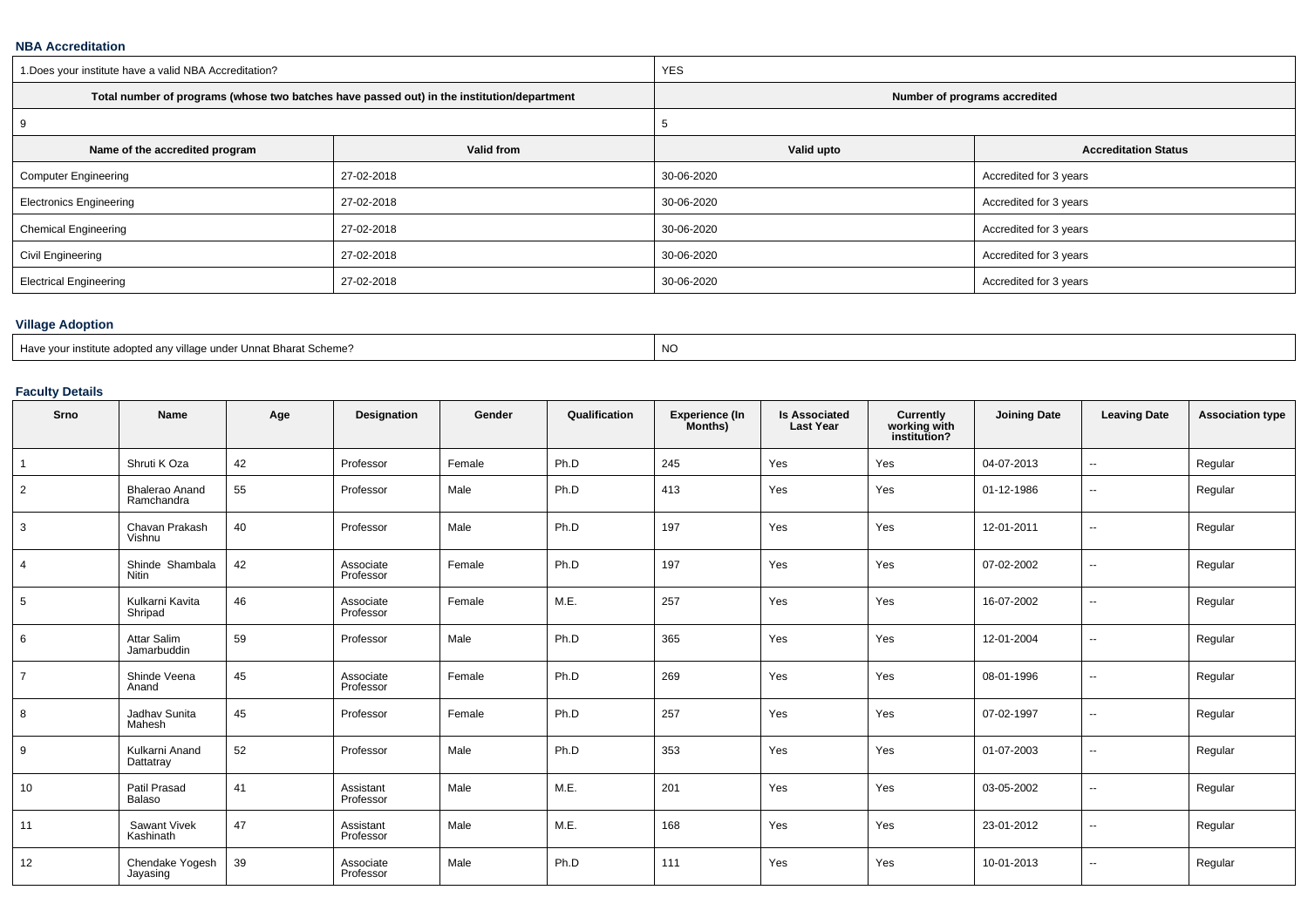### NBA Accreditation

| 1.Does your institute have a valid NBA Accreditation? | | YES | |
|---|---|---|---|
| **Total number of programs (whose two batches have passed out) in the institution/department** | | **Number of programs accredited** | |
| 9 | | 5 | |
| **Name of the accredited program** | **Valid from** | **Valid upto** | **Accreditation Status** |
| Computer Engineering | 27-02-2018 | 30-06-2020 | Accredited for 3 years |
| Electronics Engineering | 27-02-2018 | 30-06-2020 | Accredited for 3 years |
| Chemical Engineering | 27-02-2018 | 30-06-2020 | Accredited for 3 years |
| Civil Engineering | 27-02-2018 | 30-06-2020 | Accredited for 3 years |
| Electrical Engineering | 27-02-2018 | 30-06-2020 | Accredited for 3 years |

### Village Adoption

| Have your institute adopted any village under Unnat Bharat Scheme? | NO |
|---|---|

### Faculty Details

| Srno | Name | Age | Designation | Gender | Qualification | Experience (In Months) | Is Associated Last Year | Currently working with institution? | Joining Date | Leaving Date | Association type |
|---|---|---|---|---|---|---|---|---|---|---|---|
| 1 | Shruti K Oza | 42 | Professor | Female | Ph.D | 245 | Yes | Yes | 04-07-2013 | -- | Regular |
| 2 | Bhalerao Anand Ramchandra | 55 | Professor | Male | Ph.D | 413 | Yes | Yes | 01-12-1986 | -- | Regular |
| 3 | Chavan Prakash Vishnu | 40 | Professor | Male | Ph.D | 197 | Yes | Yes | 12-01-2011 | -- | Regular |
| 4 | Shinde Shambala Nitin | 42 | Associate Professor | Female | Ph.D | 197 | Yes | Yes | 07-02-2002 | -- | Regular |
| 5 | Kulkarni Kavita Shripad | 46 | Associate Professor | Female | M.E. | 257 | Yes | Yes | 16-07-2002 | -- | Regular |
| 6 | Attar Salim Jamarbuddin | 59 | Professor | Male | Ph.D | 365 | Yes | Yes | 12-01-2004 | -- | Regular |
| 7 | Shinde Veena Anand | 45 | Associate Professor | Female | Ph.D | 269 | Yes | Yes | 08-01-1996 | -- | Regular |
| 8 | Jadhav Sunita Mahesh | 45 | Professor | Female | Ph.D | 257 | Yes | Yes | 07-02-1997 | -- | Regular |
| 9 | Kulkarni Anand Dattatray | 52 | Professor | Male | Ph.D | 353 | Yes | Yes | 01-07-2003 | -- | Regular |
| 10 | Patil Prasad Balaso | 41 | Assistant Professor | Male | M.E. | 201 | Yes | Yes | 03-05-2002 | -- | Regular |
| 11 | Sawant Vivek Kashinath | 47 | Assistant Professor | Male | M.E. | 168 | Yes | Yes | 23-01-2012 | -- | Regular |
| 12 | Chendake Yogesh Jayasing | 39 | Associate Professor | Male | Ph.D | 111 | Yes | Yes | 10-01-2013 | -- | Regular |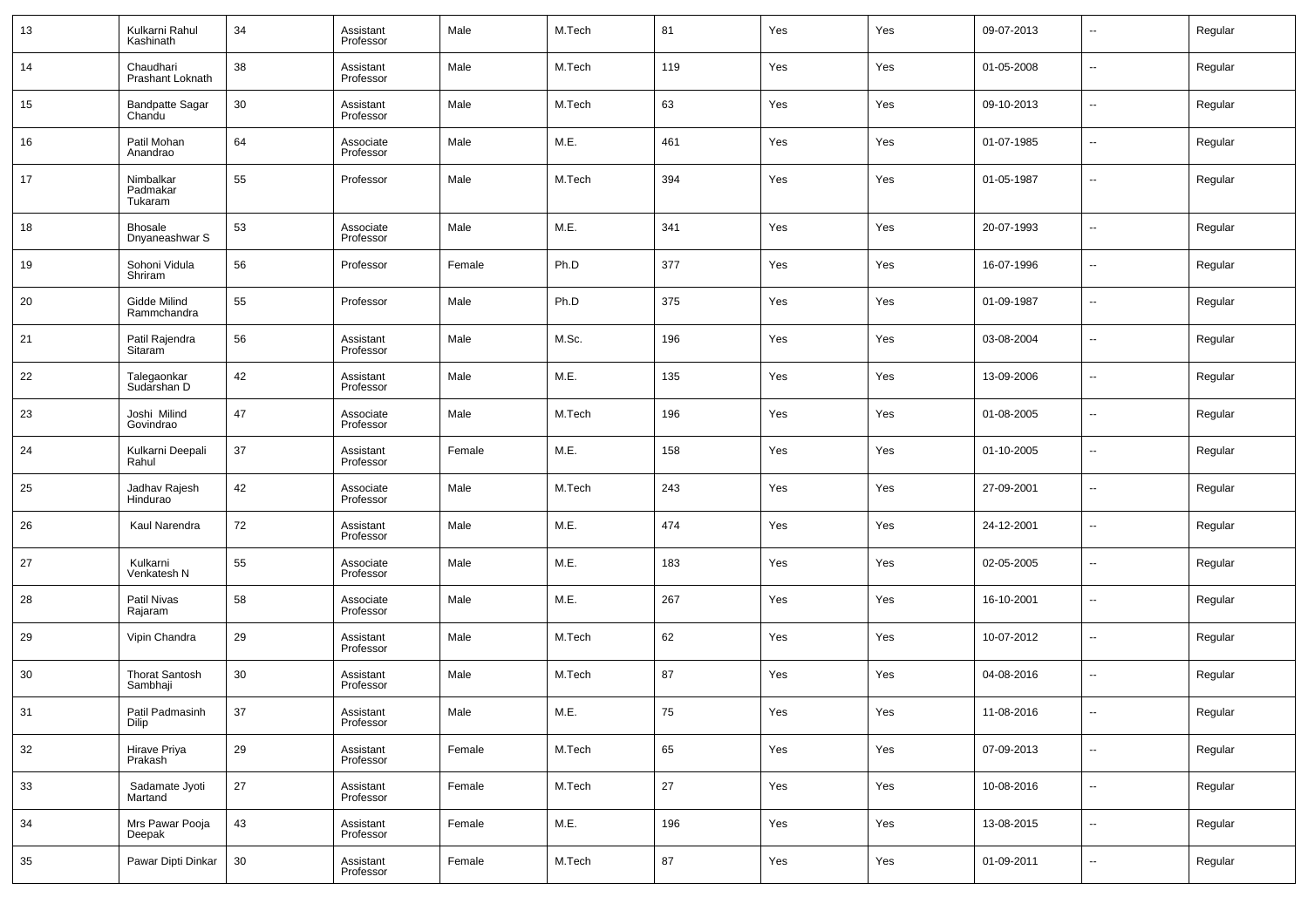| 13 | Kulkarni Rahul Kashinath | 34 | Assistant Professor | Male | M.Tech | 81 | Yes | Yes | 09-07-2013 | -- | Regular |
|---|---|---|---|---|---|---|---|---|---|---|---|
| 14 | Chaudhari Prashant Loknath | 38 | Assistant Professor | Male | M.Tech | 119 | Yes | Yes | 01-05-2008 | -- | Regular |
| 15 | Bandpatte Sagar Chandu | 30 | Assistant Professor | Male | M.Tech | 63 | Yes | Yes | 09-10-2013 | -- | Regular |
| 16 | Patil Mohan Anandrao | 64 | Associate Professor | Male | M.E. | 461 | Yes | Yes | 01-07-1985 | -- | Regular |
| 17 | Nimbalkar Padmakar Tukaram | 55 | Professor | Male | M.Tech | 394 | Yes | Yes | 01-05-1987 | -- | Regular |
| 18 | Bhosale Dnyaneashwar S | 53 | Associate Professor | Male | M.E. | 341 | Yes | Yes | 20-07-1993 | -- | Regular |
| 19 | Sohoni Vidula Shriram | 56 | Professor | Female | Ph.D | 377 | Yes | Yes | 16-07-1996 | -- | Regular |
| 20 | Gidde Milind Rammchandra | 55 | Professor | Male | Ph.D | 375 | Yes | Yes | 01-09-1987 | -- | Regular |
| 21 | Patil Rajendra Sitaram | 56 | Assistant Professor | Male | M.Sc. | 196 | Yes | Yes | 03-08-2004 | -- | Regular |
| 22 | Talegaonkar Sudarshan D | 42 | Assistant Professor | Male | M.E. | 135 | Yes | Yes | 13-09-2006 | -- | Regular |
| 23 | Joshi Milind Govindrao | 47 | Associate Professor | Male | M.Tech | 196 | Yes | Yes | 01-08-2005 | -- | Regular |
| 24 | Kulkarni Deepali Rahul | 37 | Assistant Professor | Female | M.E. | 158 | Yes | Yes | 01-10-2005 | -- | Regular |
| 25 | Jadhav Rajesh Hindurao | 42 | Associate Professor | Male | M.Tech | 243 | Yes | Yes | 27-09-2001 | -- | Regular |
| 26 | Kaul Narendra | 72 | Assistant Professor | Male | M.E. | 474 | Yes | Yes | 24-12-2001 | -- | Regular |
| 27 | Kulkarni Venkatesh N | 55 | Associate Professor | Male | M.E. | 183 | Yes | Yes | 02-05-2005 | -- | Regular |
| 28 | Patil Nivas Rajaram | 58 | Associate Professor | Male | M.E. | 267 | Yes | Yes | 16-10-2001 | -- | Regular |
| 29 | Vipin Chandra | 29 | Assistant Professor | Male | M.Tech | 62 | Yes | Yes | 10-07-2012 | -- | Regular |
| 30 | Thorat Santosh Sambhaji | 30 | Assistant Professor | Male | M.Tech | 87 | Yes | Yes | 04-08-2016 | -- | Regular |
| 31 | Patil Padmasinh Dilip | 37 | Assistant Professor | Male | M.E. | 75 | Yes | Yes | 11-08-2016 | -- | Regular |
| 32 | Hirave Priya Prakash | 29 | Assistant Professor | Female | M.Tech | 65 | Yes | Yes | 07-09-2013 | -- | Regular |
| 33 | Sadamate Jyoti Martand | 27 | Assistant Professor | Female | M.Tech | 27 | Yes | Yes | 10-08-2016 | -- | Regular |
| 34 | Mrs Pawar Pooja Deepak | 43 | Assistant Professor | Female | M.E. | 196 | Yes | Yes | 13-08-2015 | -- | Regular |
| 35 | Pawar Dipti Dinkar | 30 | Assistant Professor | Female | M.Tech | 87 | Yes | Yes | 01-09-2011 | -- | Regular |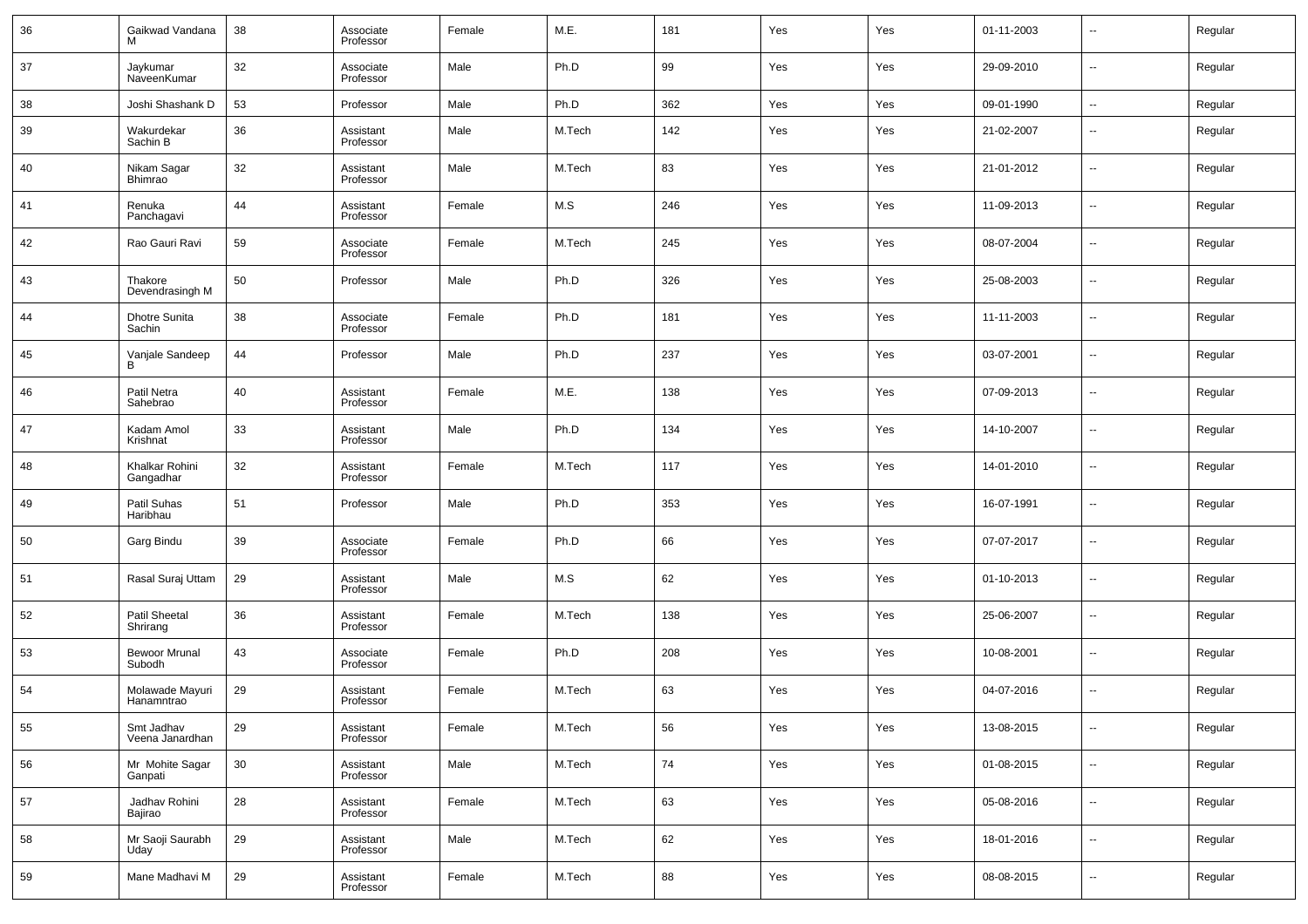| 36 | Gaikwad Vandana M | 38 | Associate Professor | Female | M.E. | 181 | Yes | Yes | 01-11-2003 | -- | Regular |
|---|---|---|---|---|---|---|---|---|---|---|---|
| 37 | Jaykumar NaveenKumar | 32 | Associate Professor | Male | Ph.D | 99 | Yes | Yes | 29-09-2010 | -- | Regular |
| 38 | Joshi Shashank D | 53 | Professor | Male | Ph.D | 362 | Yes | Yes | 09-01-1990 | -- | Regular |
| 39 | Wakurdekar Sachin B | 36 | Assistant Professor | Male | M.Tech | 142 | Yes | Yes | 21-02-2007 | -- | Regular |
| 40 | Nikam Sagar Bhimrao | 32 | Assistant Professor | Male | M.Tech | 83 | Yes | Yes | 21-01-2012 | -- | Regular |
| 41 | Renuka Panchagavi | 44 | Assistant Professor | Female | M.S | 246 | Yes | Yes | 11-09-2013 | -- | Regular |
| 42 | Rao Gauri Ravi | 59 | Associate Professor | Female | M.Tech | 245 | Yes | Yes | 08-07-2004 | -- | Regular |
| 43 | Thakore Devendrasingh M | 50 | Professor | Male | Ph.D | 326 | Yes | Yes | 25-08-2003 | -- | Regular |
| 44 | Dhotre Sunita Sachin | 38 | Associate Professor | Female | Ph.D | 181 | Yes | Yes | 11-11-2003 | -- | Regular |
| 45 | Vanjale Sandeep B | 44 | Professor | Male | Ph.D | 237 | Yes | Yes | 03-07-2001 | -- | Regular |
| 46 | Patil Netra Sahebrao | 40 | Assistant Professor | Female | M.E. | 138 | Yes | Yes | 07-09-2013 | -- | Regular |
| 47 | Kadam Amol Krishnat | 33 | Assistant Professor | Male | Ph.D | 134 | Yes | Yes | 14-10-2007 | -- | Regular |
| 48 | Khalkar Rohini Gangadhar | 32 | Assistant Professor | Female | M.Tech | 117 | Yes | Yes | 14-01-2010 | -- | Regular |
| 49 | Patil Suhas Haribhau | 51 | Professor | Male | Ph.D | 353 | Yes | Yes | 16-07-1991 | -- | Regular |
| 50 | Garg Bindu | 39 | Associate Professor | Female | Ph.D | 66 | Yes | Yes | 07-07-2017 | -- | Regular |
| 51 | Rasal Suraj Uttam | 29 | Assistant Professor | Male | M.S | 62 | Yes | Yes | 01-10-2013 | -- | Regular |
| 52 | Patil Sheetal Shrirang | 36 | Assistant Professor | Female | M.Tech | 138 | Yes | Yes | 25-06-2007 | -- | Regular |
| 53 | Bewoor Mrunal Subodh | 43 | Associate Professor | Female | Ph.D | 208 | Yes | Yes | 10-08-2001 | -- | Regular |
| 54 | Molawade Mayuri Hanamntrao | 29 | Assistant Professor | Female | M.Tech | 63 | Yes | Yes | 04-07-2016 | -- | Regular |
| 55 | Smt Jadhav Veena Janardhan | 29 | Assistant Professor | Female | M.Tech | 56 | Yes | Yes | 13-08-2015 | -- | Regular |
| 56 | Mr Mohite Sagar Ganpati | 30 | Assistant Professor | Male | M.Tech | 74 | Yes | Yes | 01-08-2015 | -- | Regular |
| 57 | Jadhav Rohini Bajirao | 28 | Assistant Professor | Female | M.Tech | 63 | Yes | Yes | 05-08-2016 | -- | Regular |
| 58 | Mr Saoji Saurabh Uday | 29 | Assistant Professor | Male | M.Tech | 62 | Yes | Yes | 18-01-2016 | -- | Regular |
| 59 | Mane Madhavi M | 29 | Assistant Professor | Female | M.Tech | 88 | Yes | Yes | 08-08-2015 | -- | Regular |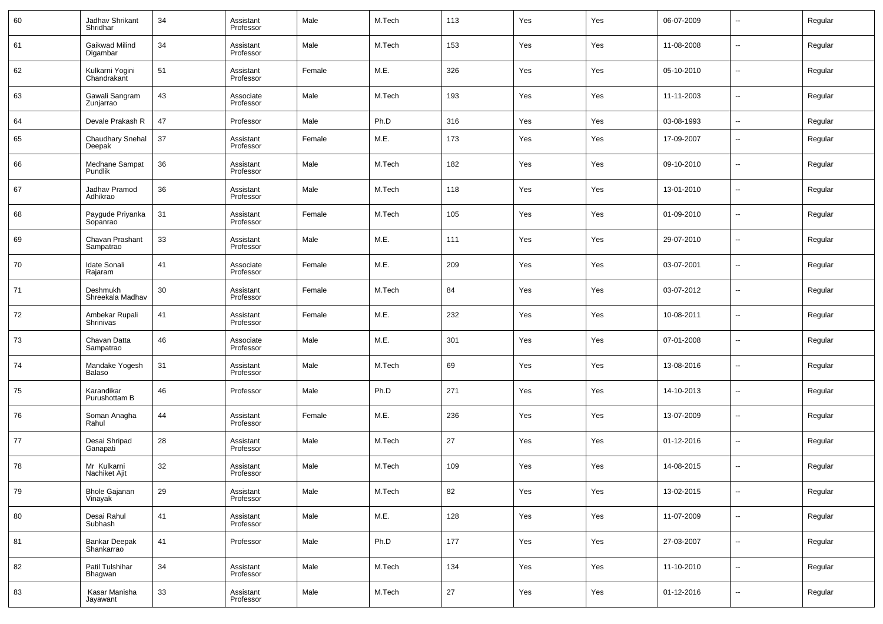| 60 | Jadhav Shrikant Shridhar | 34 | Assistant Professor | Male | M.Tech | 113 | Yes | Yes | 06-07-2009 | -- | Regular |
|---|---|---|---|---|---|---|---|---|---|---|---|
| 61 | Gaikwad Milind Digambar | 34 | Assistant Professor | Male | M.Tech | 153 | Yes | Yes | 11-08-2008 | -- | Regular |
| 62 | Kulkarni Yogini Chandrakant | 51 | Assistant Professor | Female | M.E. | 326 | Yes | Yes | 05-10-2010 | -- | Regular |
| 63 | Gawali Sangram Zunjarrao | 43 | Associate Professor | Male | M.Tech | 193 | Yes | Yes | 11-11-2003 | -- | Regular |
| 64 | Devale Prakash R | 47 | Professor | Male | Ph.D | 316 | Yes | Yes | 03-08-1993 | -- | Regular |
| 65 | Chaudhary Snehal Deepak | 37 | Assistant Professor | Female | M.E. | 173 | Yes | Yes | 17-09-2007 | -- | Regular |
| 66 | Medhane Sampat Pundlik | 36 | Assistant Professor | Male | M.Tech | 182 | Yes | Yes | 09-10-2010 | -- | Regular |
| 67 | Jadhav Pramod Adhikrao | 36 | Assistant Professor | Male | M.Tech | 118 | Yes | Yes | 13-01-2010 | -- | Regular |
| 68 | Paygude Priyanka Sopanrao | 31 | Assistant Professor | Female | M.Tech | 105 | Yes | Yes | 01-09-2010 | -- | Regular |
| 69 | Chavan Prashant Sampatrao | 33 | Assistant Professor | Male | M.E. | 111 | Yes | Yes | 29-07-2010 | -- | Regular |
| 70 | Idate Sonali Rajaram | 41 | Associate Professor | Female | M.E. | 209 | Yes | Yes | 03-07-2001 | -- | Regular |
| 71 | Deshmukh Shreekala Madhav | 30 | Assistant Professor | Female | M.Tech | 84 | Yes | Yes | 03-07-2012 | -- | Regular |
| 72 | Ambekar Rupali Shrinivas | 41 | Assistant Professor | Female | M.E. | 232 | Yes | Yes | 10-08-2011 | -- | Regular |
| 73 | Chavan Datta Sampatrao | 46 | Associate Professor | Male | M.E. | 301 | Yes | Yes | 07-01-2008 | -- | Regular |
| 74 | Mandake Yogesh Balaso | 31 | Assistant Professor | Male | M.Tech | 69 | Yes | Yes | 13-08-2016 | -- | Regular |
| 75 | Karandikar Purushottam B | 46 | Professor | Male | Ph.D | 271 | Yes | Yes | 14-10-2013 | -- | Regular |
| 76 | Soman Anagha Rahul | 44 | Assistant Professor | Female | M.E. | 236 | Yes | Yes | 13-07-2009 | -- | Regular |
| 77 | Desai Shripad Ganapati | 28 | Assistant Professor | Male | M.Tech | 27 | Yes | Yes | 01-12-2016 | -- | Regular |
| 78 | Mr Kulkarni Nachiket Ajit | 32 | Assistant Professor | Male | M.Tech | 109 | Yes | Yes | 14-08-2015 | -- | Regular |
| 79 | Bhole Gajanan Vinayak | 29 | Assistant Professor | Male | M.Tech | 82 | Yes | Yes | 13-02-2015 | -- | Regular |
| 80 | Desai Rahul Subhash | 41 | Assistant Professor | Male | M.E. | 128 | Yes | Yes | 11-07-2009 | -- | Regular |
| 81 | Bankar Deepak Shankarrao | 41 | Professor | Male | Ph.D | 177 | Yes | Yes | 27-03-2007 | -- | Regular |
| 82 | Patil Tulshihar Bhagwan | 34 | Assistant Professor | Male | M.Tech | 134 | Yes | Yes | 11-10-2010 | -- | Regular |
| 83 | Kasar Manisha Jayawant | 33 | Assistant Professor | Male | M.Tech | 27 | Yes | Yes | 01-12-2016 | -- | Regular |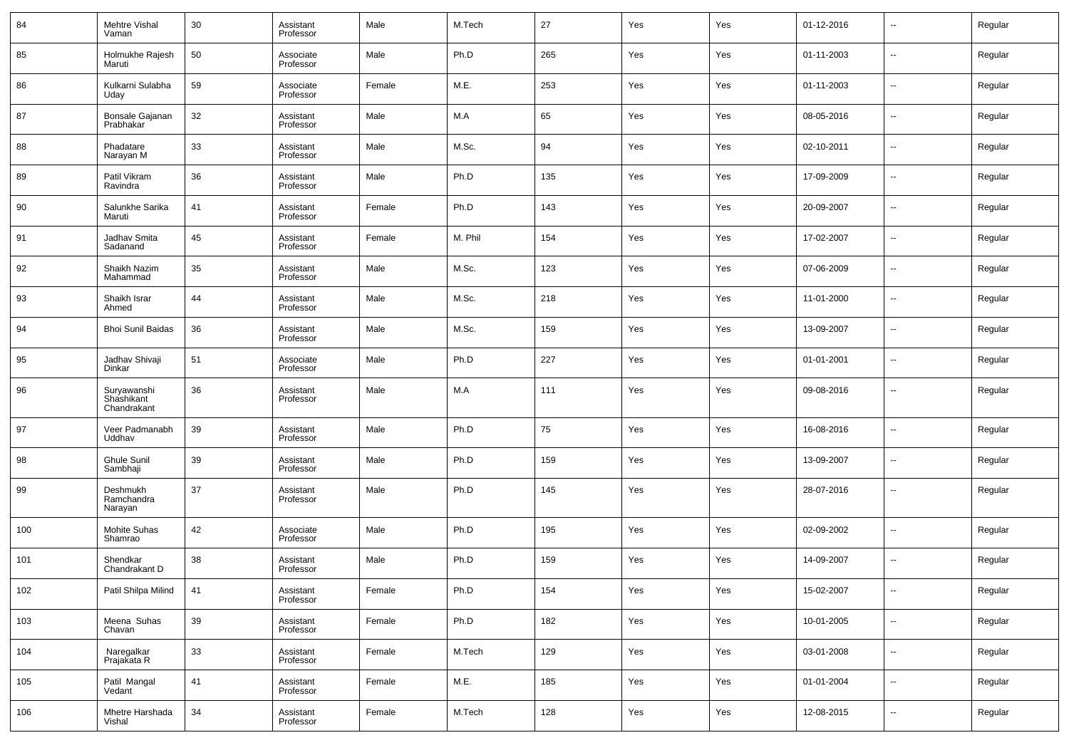| | | | | | | | | | | | |
|---|---|---|---|---|---|---|---|---|---|---|---|
| 84 | Mehtre Vishal Vaman | 30 | Assistant Professor | Male | M.Tech | 27 | Yes | Yes | 01-12-2016 | -- | Regular |
| 85 | Holmukhe Rajesh Maruti | 50 | Associate Professor | Male | Ph.D | 265 | Yes | Yes | 01-11-2003 | -- | Regular |
| 86 | Kulkarni Sulabha Uday | 59 | Associate Professor | Female | M.E. | 253 | Yes | Yes | 01-11-2003 | -- | Regular |
| 87 | Bonsale Gajanan Prabhakar | 32 | Assistant Professor | Male | M.A | 65 | Yes | Yes | 08-05-2016 | -- | Regular |
| 88 | Phadatare Narayan M | 33 | Assistant Professor | Male | M.Sc. | 94 | Yes | Yes | 02-10-2011 | -- | Regular |
| 89 | Patil Vikram Ravindra | 36 | Assistant Professor | Male | Ph.D | 135 | Yes | Yes | 17-09-2009 | -- | Regular |
| 90 | Salunkhe Sarika Maruti | 41 | Assistant Professor | Female | Ph.D | 143 | Yes | Yes | 20-09-2007 | -- | Regular |
| 91 | Jadhav Smita Sadanand | 45 | Assistant Professor | Female | M. Phil | 154 | Yes | Yes | 17-02-2007 | -- | Regular |
| 92 | Shaikh Nazim Mahammad | 35 | Assistant Professor | Male | M.Sc. | 123 | Yes | Yes | 07-06-2009 | -- | Regular |
| 93 | Shaikh Israr Ahmed | 44 | Assistant Professor | Male | M.Sc. | 218 | Yes | Yes | 11-01-2000 | -- | Regular |
| 94 | Bhoi Sunil Baidas | 36 | Assistant Professor | Male | M.Sc. | 159 | Yes | Yes | 13-09-2007 | -- | Regular |
| 95 | Jadhav Shivaji Dinkar | 51 | Associate Professor | Male | Ph.D | 227 | Yes | Yes | 01-01-2001 | -- | Regular |
| 96 | Suryawanshi Shashikant Chandrakant | 36 | Assistant Professor | Male | M.A | 111 | Yes | Yes | 09-08-2016 | -- | Regular |
| 97 | Veer Padmanabh Uddhav | 39 | Assistant Professor | Male | Ph.D | 75 | Yes | Yes | 16-08-2016 | -- | Regular |
| 98 | Ghule Sunil Sambhaji | 39 | Assistant Professor | Male | Ph.D | 159 | Yes | Yes | 13-09-2007 | -- | Regular |
| 99 | Deshmukh Ramchandra Narayan | 37 | Assistant Professor | Male | Ph.D | 145 | Yes | Yes | 28-07-2016 | -- | Regular |
| 100 | Mohite Suhas Shamrao | 42 | Associate Professor | Male | Ph.D | 195 | Yes | Yes | 02-09-2002 | -- | Regular |
| 101 | Shendkar Chandrakant D | 38 | Assistant Professor | Male | Ph.D | 159 | Yes | Yes | 14-09-2007 | -- | Regular |
| 102 | Patil Shilpa Milind | 41 | Assistant Professor | Female | Ph.D | 154 | Yes | Yes | 15-02-2007 | -- | Regular |
| 103 | Meena Suhas Chavan | 39 | Assistant Professor | Female | Ph.D | 182 | Yes | Yes | 10-01-2005 | -- | Regular |
| 104 | Naregalkar Prajakata R | 33 | Assistant Professor | Female | M.Tech | 129 | Yes | Yes | 03-01-2008 | -- | Regular |
| 105 | Patil Mangal Vedant | 41 | Assistant Professor | Female | M.E. | 185 | Yes | Yes | 01-01-2004 | -- | Regular |
| 106 | Mhetre Harshada Vishal | 34 | Assistant Professor | Female | M.Tech | 128 | Yes | Yes | 12-08-2015 | -- | Regular |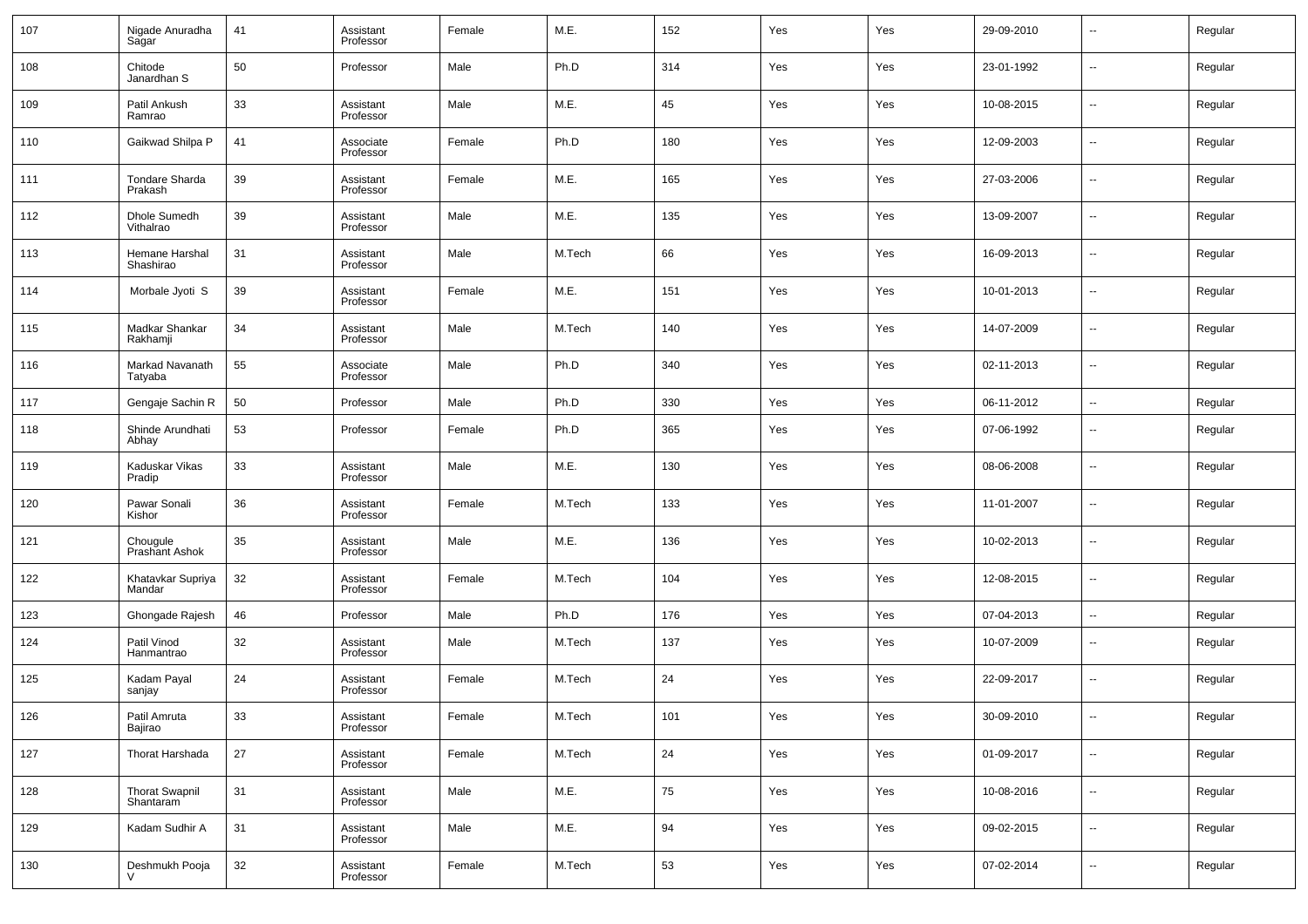| 107 | Nigade Anuradha Sagar | 41 | Assistant Professor | Female | M.E. | 152 | Yes | Yes | 29-09-2010 | -- | Regular |
|---|---|---|---|---|---|---|---|---|---|---|---|
| 108 | Chitode Janardhan S | 50 | Professor | Male | Ph.D | 314 | Yes | Yes | 23-01-1992 | -- | Regular |
| 109 | Patil Ankush Ramrao | 33 | Assistant Professor | Male | M.E. | 45 | Yes | Yes | 10-08-2015 | -- | Regular |
| 110 | Gaikwad Shilpa P | 41 | Associate Professor | Female | Ph.D | 180 | Yes | Yes | 12-09-2003 | -- | Regular |
| 111 | Tondare Sharda Prakash | 39 | Assistant Professor | Female | M.E. | 165 | Yes | Yes | 27-03-2006 | -- | Regular |
| 112 | Dhole Sumedh Vithalrao | 39 | Assistant Professor | Male | M.E. | 135 | Yes | Yes | 13-09-2007 | -- | Regular |
| 113 | Hemane Harshal Shashirao | 31 | Assistant Professor | Male | M.Tech | 66 | Yes | Yes | 16-09-2013 | -- | Regular |
| 114 | Morbale Jyoti S | 39 | Assistant Professor | Female | M.E. | 151 | Yes | Yes | 10-01-2013 | -- | Regular |
| 115 | Madkar Shankar Rakhamji | 34 | Assistant Professor | Male | M.Tech | 140 | Yes | Yes | 14-07-2009 | -- | Regular |
| 116 | Markad Navanath Tatyaba | 55 | Associate Professor | Male | Ph.D | 340 | Yes | Yes | 02-11-2013 | -- | Regular |
| 117 | Gengaje Sachin R | 50 | Professor | Male | Ph.D | 330 | Yes | Yes | 06-11-2012 | -- | Regular |
| 118 | Shinde Arundhati Abhay | 53 | Professor | Female | Ph.D | 365 | Yes | Yes | 07-06-1992 | -- | Regular |
| 119 | Kaduskar Vikas Pradip | 33 | Assistant Professor | Male | M.E. | 130 | Yes | Yes | 08-06-2008 | -- | Regular |
| 120 | Pawar Sonali Kishor | 36 | Assistant Professor | Female | M.Tech | 133 | Yes | Yes | 11-01-2007 | -- | Regular |
| 121 | Chougule Prashant Ashok | 35 | Assistant Professor | Male | M.E. | 136 | Yes | Yes | 10-02-2013 | -- | Regular |
| 122 | Khatavkar Supriya Mandar | 32 | Assistant Professor | Female | M.Tech | 104 | Yes | Yes | 12-08-2015 | -- | Regular |
| 123 | Ghongade Rajesh | 46 | Professor | Male | Ph.D | 176 | Yes | Yes | 07-04-2013 | -- | Regular |
| 124 | Patil Vinod Hanmantrao | 32 | Assistant Professor | Male | M.Tech | 137 | Yes | Yes | 10-07-2009 | -- | Regular |
| 125 | Kadam Payal sanjay | 24 | Assistant Professor | Female | M.Tech | 24 | Yes | Yes | 22-09-2017 | -- | Regular |
| 126 | Patil Amruta Bajirao | 33 | Assistant Professor | Female | M.Tech | 101 | Yes | Yes | 30-09-2010 | -- | Regular |
| 127 | Thorat Harshada | 27 | Assistant Professor | Female | M.Tech | 24 | Yes | Yes | 01-09-2017 | -- | Regular |
| 128 | Thorat Swapnil Shantaram | 31 | Assistant Professor | Male | M.E. | 75 | Yes | Yes | 10-08-2016 | -- | Regular |
| 129 | Kadam Sudhir A | 31 | Assistant Professor | Male | M.E. | 94 | Yes | Yes | 09-02-2015 | -- | Regular |
| 130 | Deshmukh Pooja V | 32 | Assistant Professor | Female | M.Tech | 53 | Yes | Yes | 07-02-2014 | -- | Regular |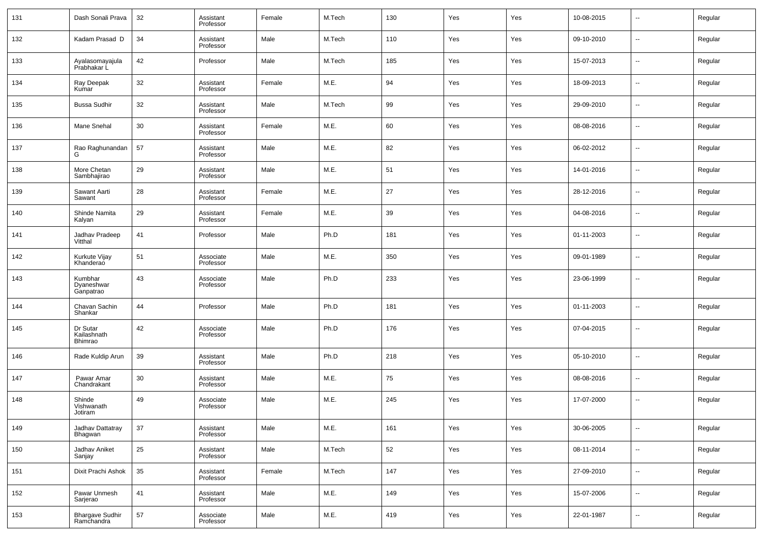| 131 | Dash Sonali Prava | 32 | Assistant Professor | Female | M.Tech | 130 | Yes | Yes | 10-08-2015 | -- | Regular |
|---|---|---|---|---|---|---|---|---|---|---|---|
| 132 | Kadam Prasad D | 34 | Assistant Professor | Male | M.Tech | 110 | Yes | Yes | 09-10-2010 | -- | Regular |
| 133 | Ayalasomayajula Prabhakar L | 42 | Professor | Male | M.Tech | 185 | Yes | Yes | 15-07-2013 | -- | Regular |
| 134 | Ray Deepak Kumar | 32 | Assistant Professor | Female | M.E. | 94 | Yes | Yes | 18-09-2013 | -- | Regular |
| 135 | Bussa Sudhir | 32 | Assistant Professor | Male | M.Tech | 99 | Yes | Yes | 29-09-2010 | -- | Regular |
| 136 | Mane Snehal | 30 | Assistant Professor | Female | M.E. | 60 | Yes | Yes | 08-08-2016 | -- | Regular |
| 137 | Rao Raghunandan G | 57 | Assistant Professor | Male | M.E. | 82 | Yes | Yes | 06-02-2012 | -- | Regular |
| 138 | More Chetan Sambhajirao | 29 | Assistant Professor | Male | M.E. | 51 | Yes | Yes | 14-01-2016 | -- | Regular |
| 139 | Sawant Aarti Sawant | 28 | Assistant Professor | Female | M.E. | 27 | Yes | Yes | 28-12-2016 | -- | Regular |
| 140 | Shinde Namita Kalyan | 29 | Assistant Professor | Female | M.E. | 39 | Yes | Yes | 04-08-2016 | -- | Regular |
| 141 | Jadhav Pradeep Vitthal | 41 | Professor | Male | Ph.D | 181 | Yes | Yes | 01-11-2003 | -- | Regular |
| 142 | Kurkute Vijay Khanderao | 51 | Associate Professor | Male | M.E. | 350 | Yes | Yes | 09-01-1989 | -- | Regular |
| 143 | Kumbhar Dyaneshwar Ganpatrao | 43 | Associate Professor | Male | Ph.D | 233 | Yes | Yes | 23-06-1999 | -- | Regular |
| 144 | Chavan Sachin Shankar | 44 | Professor | Male | Ph.D | 181 | Yes | Yes | 01-11-2003 | -- | Regular |
| 145 | Dr Sutar Kailashnath Bhimrao | 42 | Associate Professor | Male | Ph.D | 176 | Yes | Yes | 07-04-2015 | -- | Regular |
| 146 | Rade Kuldip Arun | 39 | Assistant Professor | Male | Ph.D | 218 | Yes | Yes | 05-10-2010 | -- | Regular |
| 147 | Pawar Amar Chandrakant | 30 | Assistant Professor | Male | M.E. | 75 | Yes | Yes | 08-08-2016 | -- | Regular |
| 148 | Shinde Vishwanath Jotiram | 49 | Associate Professor | Male | M.E. | 245 | Yes | Yes | 17-07-2000 | -- | Regular |
| 149 | Jadhav Dattatray Bhagwan | 37 | Assistant Professor | Male | M.E. | 161 | Yes | Yes | 30-06-2005 | -- | Regular |
| 150 | Jadhav Aniket Sanjay | 25 | Assistant Professor | Male | M.Tech | 52 | Yes | Yes | 08-11-2014 | -- | Regular |
| 151 | Dixit Prachi Ashok | 35 | Assistant Professor | Female | M.Tech | 147 | Yes | Yes | 27-09-2010 | -- | Regular |
| 152 | Pawar Unmesh Sarjerao | 41 | Assistant Professor | Male | M.E. | 149 | Yes | Yes | 15-07-2006 | -- | Regular |
| 153 | Bhargave Sudhir Ramchandra | 57 | Associate Professor | Male | M.E. | 419 | Yes | Yes | 22-01-1987 | -- | Regular |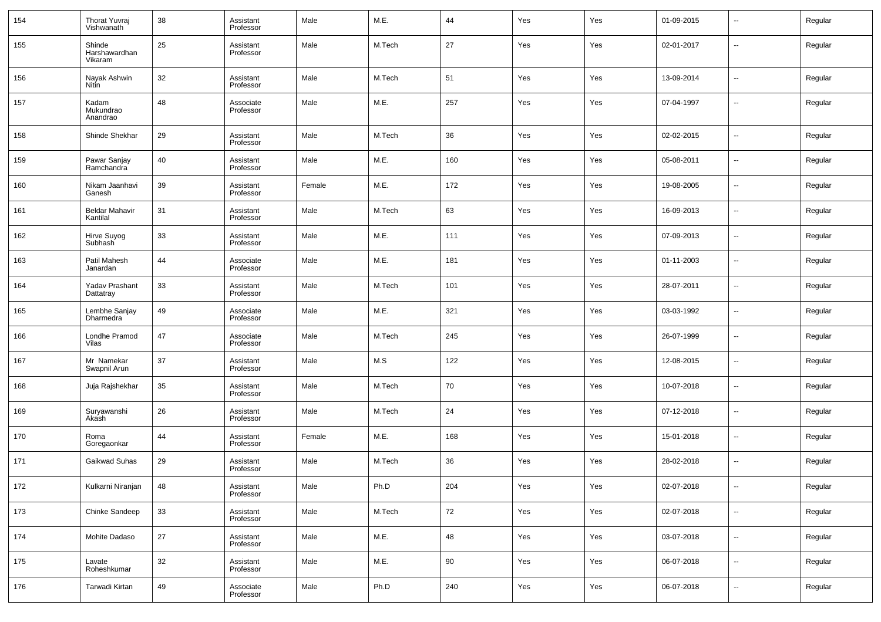| 154 | Thorat Yuvraj Vishwanath | 38 | Assistant Professor | Male | M.E. | 44 | Yes | Yes | 01-09-2015 | -- | Regular |
|---|---|---|---|---|---|---|---|---|---|---|---|
| 155 | Shinde Harshawardhan Vikaram | 25 | Assistant Professor | Male | M.Tech | 27 | Yes | Yes | 02-01-2017 | -- | Regular |
| 156 | Nayak Ashwin Nitin | 32 | Assistant Professor | Male | M.Tech | 51 | Yes | Yes | 13-09-2014 | -- | Regular |
| 157 | Kadam Mukundrao Anandrao | 48 | Associate Professor | Male | M.E. | 257 | Yes | Yes | 07-04-1997 | -- | Regular |
| 158 | Shinde Shekhar | 29 | Assistant Professor | Male | M.Tech | 36 | Yes | Yes | 02-02-2015 | -- | Regular |
| 159 | Pawar Sanjay Ramchandra | 40 | Assistant Professor | Male | M.E. | 160 | Yes | Yes | 05-08-2011 | -- | Regular |
| 160 | Nikam Jaanhavi Ganesh | 39 | Assistant Professor | Female | M.E. | 172 | Yes | Yes | 19-08-2005 | -- | Regular |
| 161 | Beldar Mahavir Kantilal | 31 | Assistant Professor | Male | M.Tech | 63 | Yes | Yes | 16-09-2013 | -- | Regular |
| 162 | Hirve Suyog Subhash | 33 | Assistant Professor | Male | M.E. | 111 | Yes | Yes | 07-09-2013 | -- | Regular |
| 163 | Patil Mahesh Janardan | 44 | Associate Professor | Male | M.E. | 181 | Yes | Yes | 01-11-2003 | -- | Regular |
| 164 | Yadav Prashant Dattatray | 33 | Assistant Professor | Male | M.Tech | 101 | Yes | Yes | 28-07-2011 | -- | Regular |
| 165 | Lembhe Sanjay Dharmedra | 49 | Associate Professor | Male | M.E. | 321 | Yes | Yes | 03-03-1992 | -- | Regular |
| 166 | Londhe Pramod Vilas | 47 | Associate Professor | Male | M.Tech | 245 | Yes | Yes | 26-07-1999 | -- | Regular |
| 167 | Mr Namekar Swapnil Arun | 37 | Assistant Professor | Male | M.S | 122 | Yes | Yes | 12-08-2015 | -- | Regular |
| 168 | Juja Rajshekhar | 35 | Assistant Professor | Male | M.Tech | 70 | Yes | Yes | 10-07-2018 | -- | Regular |
| 169 | Suryawanshi Akash | 26 | Assistant Professor | Male | M.Tech | 24 | Yes | Yes | 07-12-2018 | -- | Regular |
| 170 | Roma Goregaonkar | 44 | Assistant Professor | Female | M.E. | 168 | Yes | Yes | 15-01-2018 | -- | Regular |
| 171 | Gaikwad Suhas | 29 | Assistant Professor | Male | M.Tech | 36 | Yes | Yes | 28-02-2018 | -- | Regular |
| 172 | Kulkarni Niranjan | 48 | Assistant Professor | Male | Ph.D | 204 | Yes | Yes | 02-07-2018 | -- | Regular |
| 173 | Chinke Sandeep | 33 | Assistant Professor | Male | M.Tech | 72 | Yes | Yes | 02-07-2018 | -- | Regular |
| 174 | Mohite Dadaso | 27 | Assistant Professor | Male | M.E. | 48 | Yes | Yes | 03-07-2018 | -- | Regular |
| 175 | Lavate Roheshkumar | 32 | Assistant Professor | Male | M.E. | 90 | Yes | Yes | 06-07-2018 | -- | Regular |
| 176 | Tarwadi Kirtan | 49 | Associate Professor | Male | Ph.D | 240 | Yes | Yes | 06-07-2018 | -- | Regular |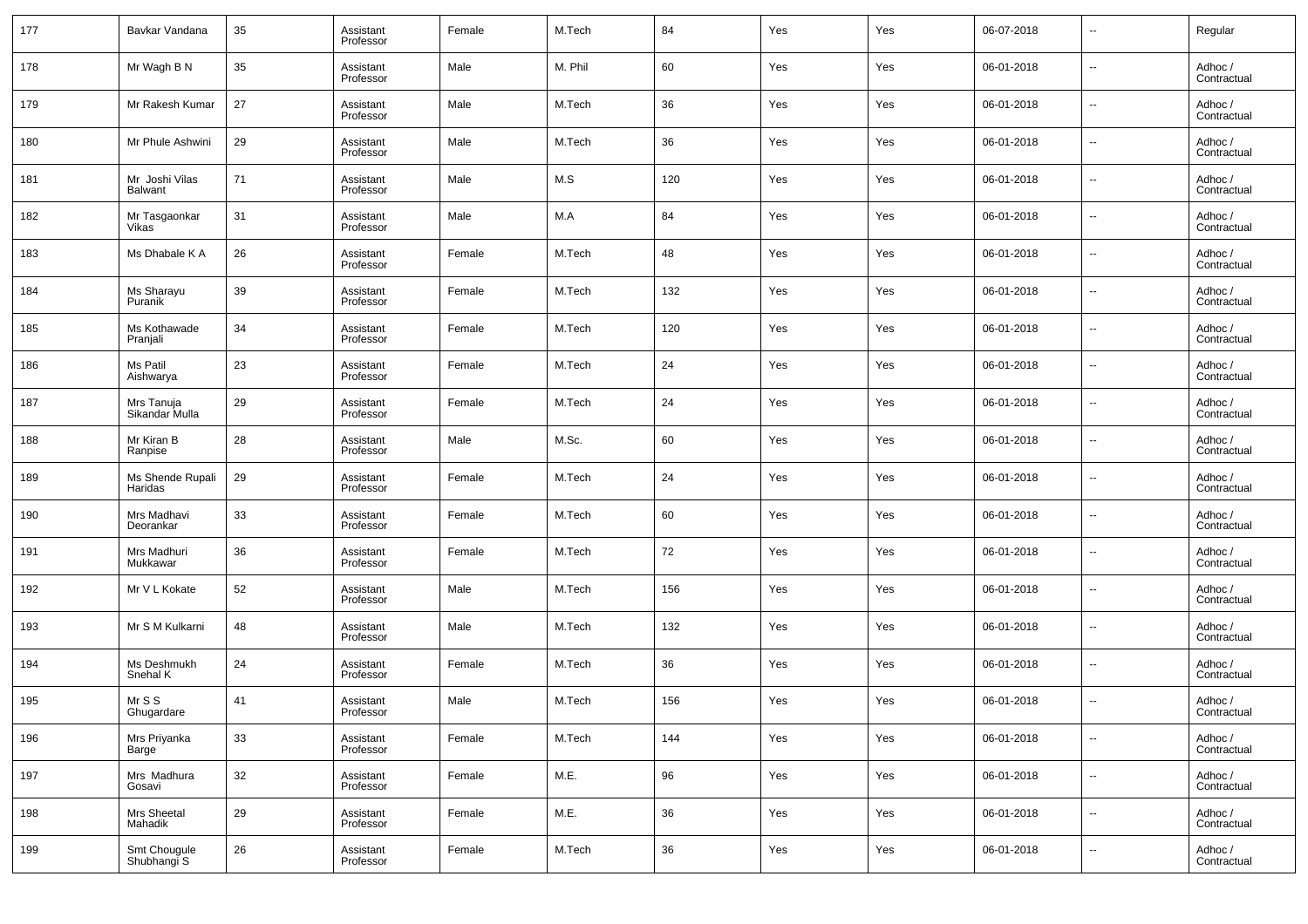| 177 | Bavkar Vandana | 35 | Assistant Professor | Female | M.Tech | 84 | Yes | Yes | 06-07-2018 | -- | Regular |
|---|---|---|---|---|---|---|---|---|---|---|---|
| 178 | Mr Wagh B N | 35 | Assistant Professor | Male | M. Phil | 60 | Yes | Yes | 06-01-2018 | -- | Adhoc / Contractual |
| 179 | Mr Rakesh Kumar | 27 | Assistant Professor | Male | M.Tech | 36 | Yes | Yes | 06-01-2018 | -- | Adhoc / Contractual |
| 180 | Mr Phule Ashwini | 29 | Assistant Professor | Male | M.Tech | 36 | Yes | Yes | 06-01-2018 | -- | Adhoc / Contractual |
| 181 | Mr Joshi Vilas Balwant | 71 | Assistant Professor | Male | M.S | 120 | Yes | Yes | 06-01-2018 | -- | Adhoc / Contractual |
| 182 | Mr Tasgaonkar Vikas | 31 | Assistant Professor | Male | M.A | 84 | Yes | Yes | 06-01-2018 | -- | Adhoc / Contractual |
| 183 | Ms Dhabale K A | 26 | Assistant Professor | Female | M.Tech | 48 | Yes | Yes | 06-01-2018 | -- | Adhoc / Contractual |
| 184 | Ms Sharayu Puranik | 39 | Assistant Professor | Female | M.Tech | 132 | Yes | Yes | 06-01-2018 | -- | Adhoc / Contractual |
| 185 | Ms Kothawade Pranjali | 34 | Assistant Professor | Female | M.Tech | 120 | Yes | Yes | 06-01-2018 | -- | Adhoc / Contractual |
| 186 | Ms Patil Aishwarya | 23 | Assistant Professor | Female | M.Tech | 24 | Yes | Yes | 06-01-2018 | -- | Adhoc / Contractual |
| 187 | Mrs Tanuja Sikandar Mulla | 29 | Assistant Professor | Female | M.Tech | 24 | Yes | Yes | 06-01-2018 | -- | Adhoc / Contractual |
| 188 | Mr Kiran B Ranpise | 28 | Assistant Professor | Male | M.Sc. | 60 | Yes | Yes | 06-01-2018 | -- | Adhoc / Contractual |
| 189 | Ms Shende Rupali Haridas | 29 | Assistant Professor | Female | M.Tech | 24 | Yes | Yes | 06-01-2018 | -- | Adhoc / Contractual |
| 190 | Mrs Madhavi Deorankar | 33 | Assistant Professor | Female | M.Tech | 60 | Yes | Yes | 06-01-2018 | -- | Adhoc / Contractual |
| 191 | Mrs Madhuri Mukkawar | 36 | Assistant Professor | Female | M.Tech | 72 | Yes | Yes | 06-01-2018 | -- | Adhoc / Contractual |
| 192 | Mr V L Kokate | 52 | Assistant Professor | Male | M.Tech | 156 | Yes | Yes | 06-01-2018 | -- | Adhoc / Contractual |
| 193 | Mr S M Kulkarni | 48 | Assistant Professor | Male | M.Tech | 132 | Yes | Yes | 06-01-2018 | -- | Adhoc / Contractual |
| 194 | Ms Deshmukh Snehal K | 24 | Assistant Professor | Female | M.Tech | 36 | Yes | Yes | 06-01-2018 | -- | Adhoc / Contractual |
| 195 | Mr S S Ghugardare | 41 | Assistant Professor | Male | M.Tech | 156 | Yes | Yes | 06-01-2018 | -- | Adhoc / Contractual |
| 196 | Mrs Priyanka Barge | 33 | Assistant Professor | Female | M.Tech | 144 | Yes | Yes | 06-01-2018 | -- | Adhoc / Contractual |
| 197 | Mrs Madhura Gosavi | 32 | Assistant Professor | Female | M.E. | 96 | Yes | Yes | 06-01-2018 | -- | Adhoc / Contractual |
| 198 | Mrs Sheetal Mahadik | 29 | Assistant Professor | Female | M.E. | 36 | Yes | Yes | 06-01-2018 | -- | Adhoc / Contractual |
| 199 | Smt Chougule Shubhangi S | 26 | Assistant Professor | Female | M.Tech | 36 | Yes | Yes | 06-01-2018 | -- | Adhoc / Contractual |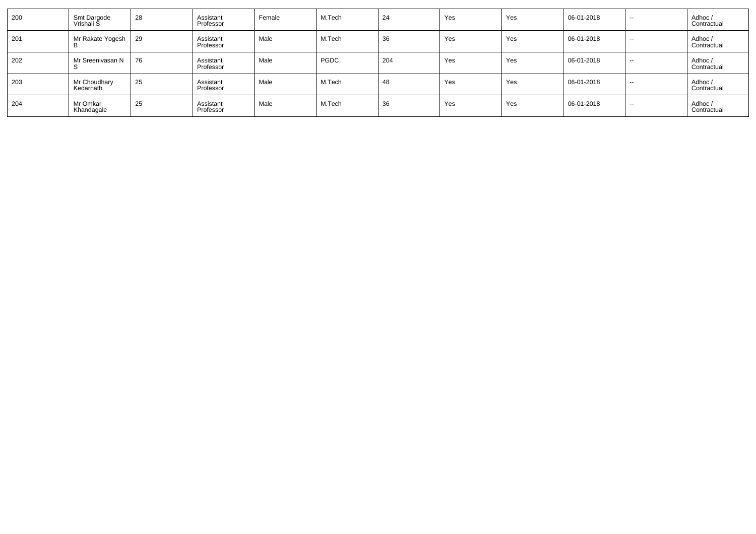| | | | | | | | | | | | |
|---|---|---|---|---|---|---|---|---|---|---|---|
| 200 | Smt Dargode Vrishali S | 28 | Assistant Professor | Female | M.Tech | 24 | Yes | Yes | 06-01-2018 | -- | Adhoc / Contractual |
| 201 | Mr Rakate Yogesh B | 29 | Assistant Professor | Male | M.Tech | 36 | Yes | Yes | 06-01-2018 | -- | Adhoc / Contractual |
| 202 | Mr Sreenivasan N S | 76 | Assistant Professor | Male | PGDC | 204 | Yes | Yes | 06-01-2018 | -- | Adhoc / Contractual |
| 203 | Mr Choudhary Kedarnath | 25 | Assistant Professor | Male | M.Tech | 48 | Yes | Yes | 06-01-2018 | -- | Adhoc / Contractual |
| 204 | Mr Omkar Khandagale | 25 | Assistant Professor | Male | M.Tech | 36 | Yes | Yes | 06-01-2018 | -- | Adhoc / Contractual |